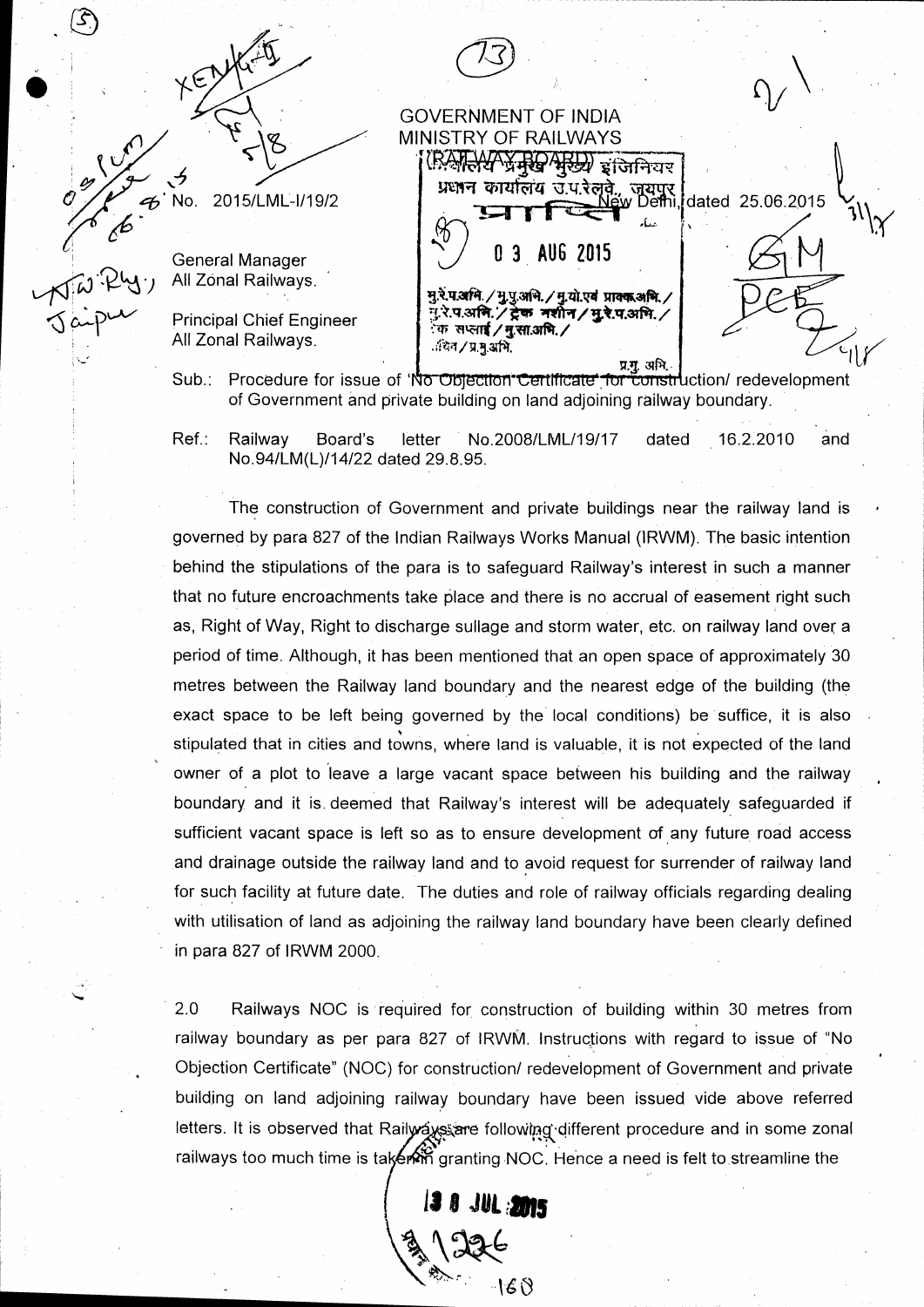GOVERNMENT OF INDIA
MINISTRY OF RAILWAYS
(RAILWAY BOARD)

No. 2015/LML-I/19/2 New Delhi, dated 25.06.2015

General Manager
All Zonal Railways.

Principal Chief Engineer
All Zonal Railways.

Sub.: Procedure for issue of 'No Objection Certificate' for construction/ redevelopment of Government and private building on land adjoining railway boundary.

Ref.: Railway Board's letter No.2008/LML/19/17 dated 16.2.2010 and No.94/LM(L)/14/22 dated 29.8.95.

The construction of Government and private buildings near the railway land is governed by para 827 of the Indian Railways Works Manual (IRWM). The basic intention behind the stipulations of the para is to safeguard Railway's interest in such a manner that no future encroachments take place and there is no accrual of easement right such as, Right of Way, Right to discharge sullage and storm water, etc. on railway land over a period of time. Although, it has been mentioned that an open space of approximately 30 metres between the Railway land boundary and the nearest edge of the building (the exact space to be left being governed by the local conditions) be suffice, it is also stipulated that in cities and towns, where land is valuable, it is not expected of the land owner of a plot to leave a large vacant space between his building and the railway boundary and it is deemed that Railway's interest will be adequately safeguarded if sufficient vacant space is left so as to ensure development of any future road access and drainage outside the railway land and to avoid request for surrender of railway land for such facility at future date. The duties and role of railway officials regarding dealing with utilisation of land as adjoining the railway land boundary have been clearly defined in para 827 of IRWM 2000.

2.0 Railways NOC is required for construction of building within 30 metres from railway boundary as per para 827 of IRWM. Instructions with regard to issue of "No Objection Certificate" (NOC) for construction/ redevelopment of Government and private building on land adjoining railway boundary have been issued vide above referred letters. It is observed that Railways are following different procedure and in some zonal railways too much time is taken in granting NOC. Hence a need is felt to streamline the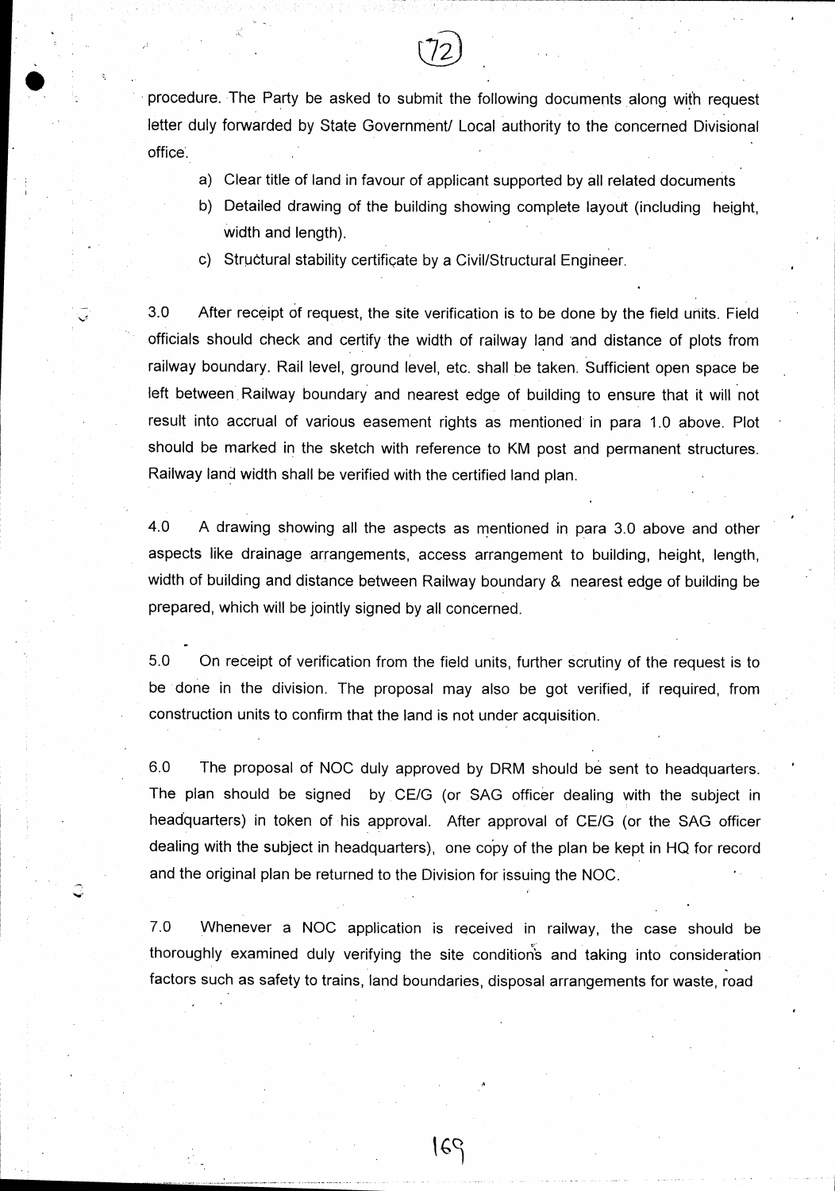procedure. The Party be asked to submit the following documents along with request letter duly forwarded by State Government/ Local authority to the concerned Divisional office.

a) Clear title of land in favour of applicant supported by all related documents
b) Detailed drawing of the building showing complete layout (including height, width and length).
c) Structural stability certificate by a Civil/Structural Engineer.

3.0 After receipt of request, the site verification is to be done by the field units. Field officials should check and certify the width of railway land and distance of plots from railway boundary. Rail level, ground level, etc. shall be taken. Sufficient open space be left between Railway boundary and nearest edge of building to ensure that it will not result into accrual of various easement rights as mentioned in para 1.0 above. Plot should be marked in the sketch with reference to KM post and permanent structures. Railway land width shall be verified with the certified land plan.

4.0 A drawing showing all the aspects as mentioned in para 3.0 above and other aspects like drainage arrangements, access arrangement to building, height, length, width of building and distance between Railway boundary & nearest edge of building be prepared, which will be jointly signed by all concerned.

5.0 On receipt of verification from the field units, further scrutiny of the request is to be done in the division. The proposal may also be got verified, if required, from construction units to confirm that the land is not under acquisition.

6.0 The proposal of NOC duly approved by DRM should be sent to headquarters. The plan should be signed by CE/G (or SAG officer dealing with the subject in headquarters) in token of his approval. After approval of CE/G (or the SAG officer dealing with the subject in headquarters), one copy of the plan be kept in HQ for record and the original plan be returned to the Division for issuing the NOC.

7.0 Whenever a NOC application is received in railway, the case should be thoroughly examined duly verifying the site conditions and taking into consideration factors such as safety to trains, land boundaries, disposal arrangements for waste, road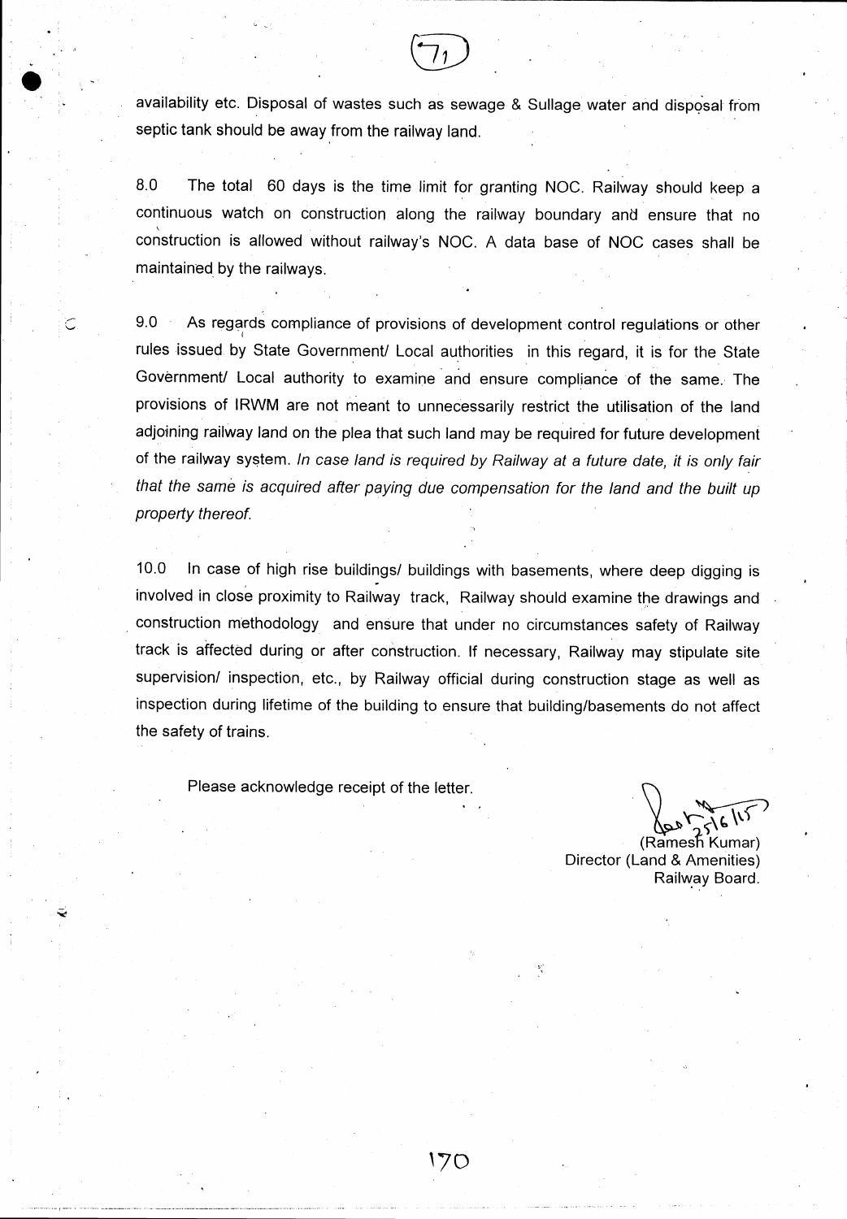availability etc. Disposal of wastes such as sewage & Sullage water and disposal from septic tank should be away from the railway land.

8.0 The total 60 days is the time limit for granting NOC. Railway should keep a continuous watch on construction along the railway boundary and ensure that no construction is allowed without railway's NOC. A data base of NOC cases shall be maintained by the railways.

9.0 As regards compliance of provisions of development control regulations or other rules issued by State Government/ Local authorities in this regard, it is for the State Government/ Local authority to examine and ensure compliance of the same. The provisions of IRWM are not meant to unnecessarily restrict the utilisation of the land adjoining railway land on the plea that such land may be required for future development of the railway system. *In case land is required by Railway at a future date, it is only fair that the same is acquired after paying due compensation for the land and the built up property thereof.*

10.0 In case of high rise buildings/ buildings with basements, where deep digging is involved in close proximity to Railway track, Railway should examine the drawings and construction methodology and ensure that under no circumstances safety of Railway track is affected during or after construction. If necessary, Railway may stipulate site supervision/ inspection, etc., by Railway official during construction stage as well as inspection during lifetime of the building to ensure that building/basements do not affect the safety of trains.

Please acknowledge receipt of the letter.

25/6/15

(Ramesh Kumar)
Director (Land & Amenities)
Railway Board.